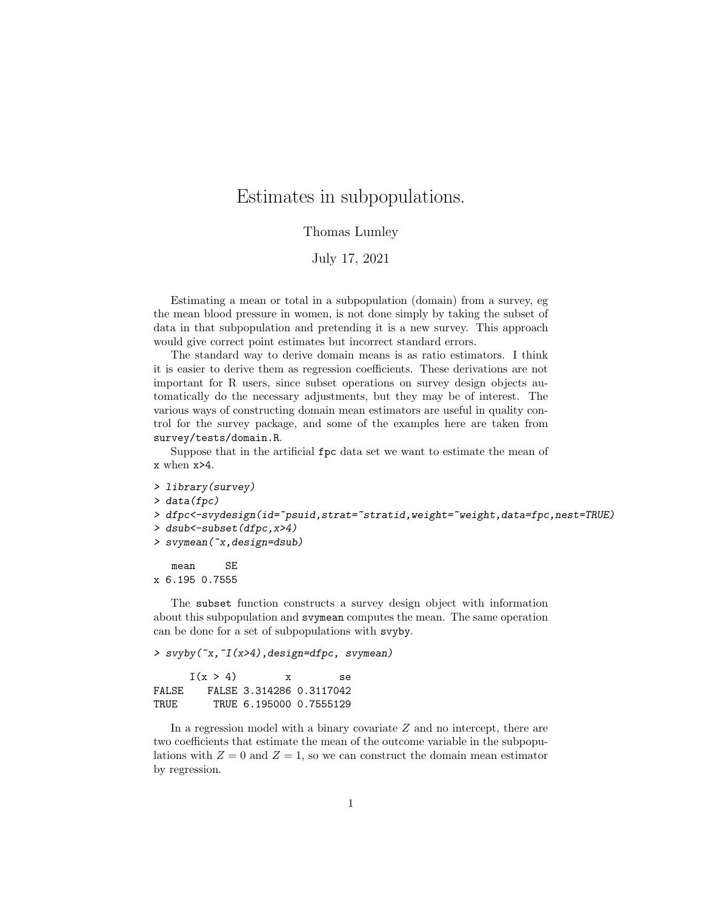# Estimates in subpopulations.

Thomas Lumley

July 17, 2021

Estimating a mean or total in a subpopulation (domain) from a survey, eg the mean blood pressure in women, is not done simply by taking the subset of data in that subpopulation and pretending it is a new survey. This approach would give correct point estimates but incorrect standard errors.

The standard way to derive domain means is as ratio estimators. I think it is easier to derive them as regression coefficients. These derivations are not important for R users, since subset operations on survey design objects automatically do the necessary adjustments, but they may be of interest. The various ways of constructing domain mean estimators are useful in quality control for the survey package, and some of the examples here are taken from `survey/tests/domain.R`.

Suppose that in the artificial `fpc` data set we want to estimate the mean of `x` when `x>4`.

```
> library(survey)
> data(fpc)
> dfpc<-svydesign(id=~psuid,strat=~stratid,weight=~weight,data=fpc,nest=TRUE)
> dsub<-subset(dfpc,x>4)
> svymean(~x,design=dsub)

   mean     SE
x 6.195 0.7555
```

The `subset` function constructs a survey design object with information about this subpopulation and `svymean` computes the mean. The same operation can be done for a set of subpopulations with `svyby`.

```
> svyby(~x,~I(x>4),design=dfpc, svymean)

      I(x > 4)        x        se
FALSE    FALSE 3.314286 0.3117042
TRUE      TRUE 6.195000 0.7555129
```

In a regression model with a binary covariate $Z$ and no intercept, there are two coefficients that estimate the mean of the outcome variable in the subpopulations with $Z = 0$ and $Z = 1$, so we can construct the domain mean estimator by regression.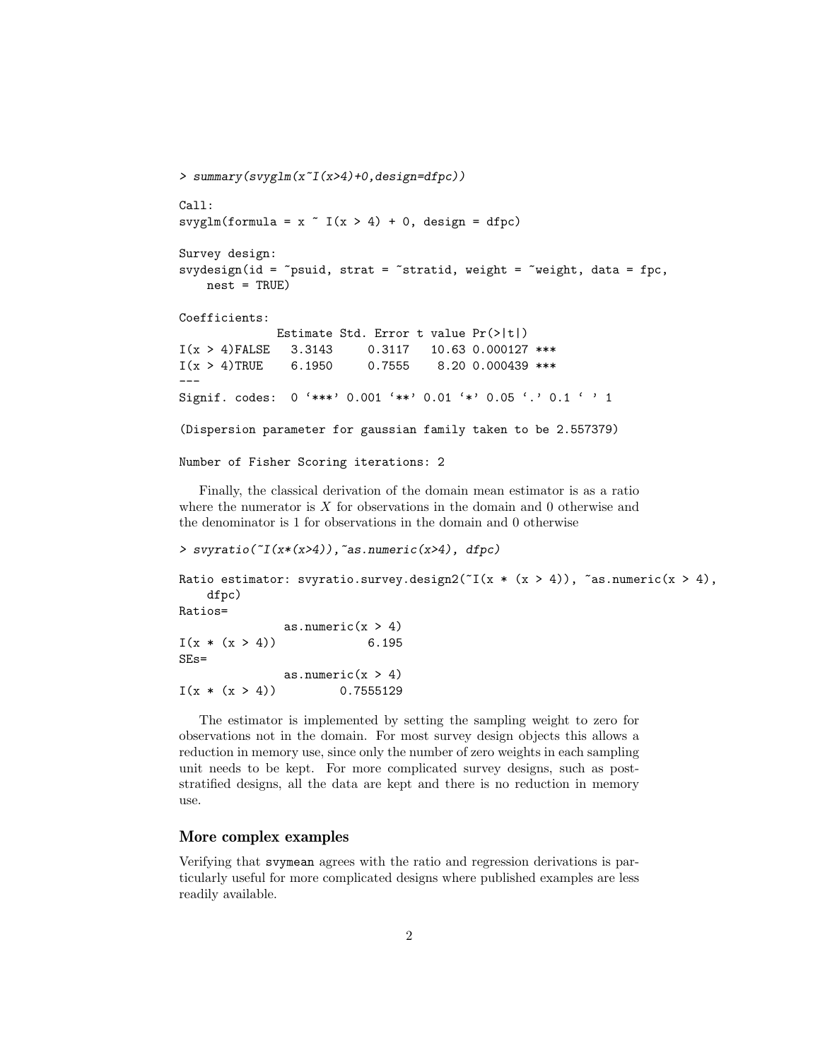```
> summary(svyglm(x~I(x>4)+0,design=dfpc))

Call:
svyglm(formula = x ~ I(x > 4) + 0, design = dfpc)

Survey design:
svydesign(id = ~psuid, strat = ~stratid, weight = ~weight, data = fpc,
    nest = TRUE)

Coefficients:
              Estimate Std. Error t value Pr(>|t|)
I(x > 4)FALSE   3.3143     0.3117   10.63 0.000127 ***
I(x > 4)TRUE    6.1950     0.7555    8.20 0.000439 ***
---
Signif. codes:  0 '***' 0.001 '**' 0.01 '*' 0.05 '.' 0.1 ' ' 1

(Dispersion parameter for gaussian family taken to be 2.557379)

Number of Fisher Scoring iterations: 2
```

Finally, the classical derivation of the domain mean estimator is as a ratio where the numerator is $X$ for observations in the domain and 0 otherwise and the denominator is 1 for observations in the domain and 0 otherwise

```
> svyratio(~I(x*(x>4)),~as.numeric(x>4), dfpc)

Ratio estimator: svyratio.survey.design2(~I(x * (x > 4)), ~as.numeric(x > 4),
    dfpc)
Ratios=
               as.numeric(x > 4)
I(x * (x > 4))             6.195
SEs=
               as.numeric(x > 4)
I(x * (x > 4))         0.7555129
```

The estimator is implemented by setting the sampling weight to zero for observations not in the domain. For most survey design objects this allows a reduction in memory use, since only the number of zero weights in each sampling unit needs to be kept. For more complicated survey designs, such as post-stratified designs, all the data are kept and there is no reduction in memory use.

## More complex examples

Verifying that `svymean` agrees with the ratio and regression derivations is particularly useful for more complicated designs where published examples are less readily available.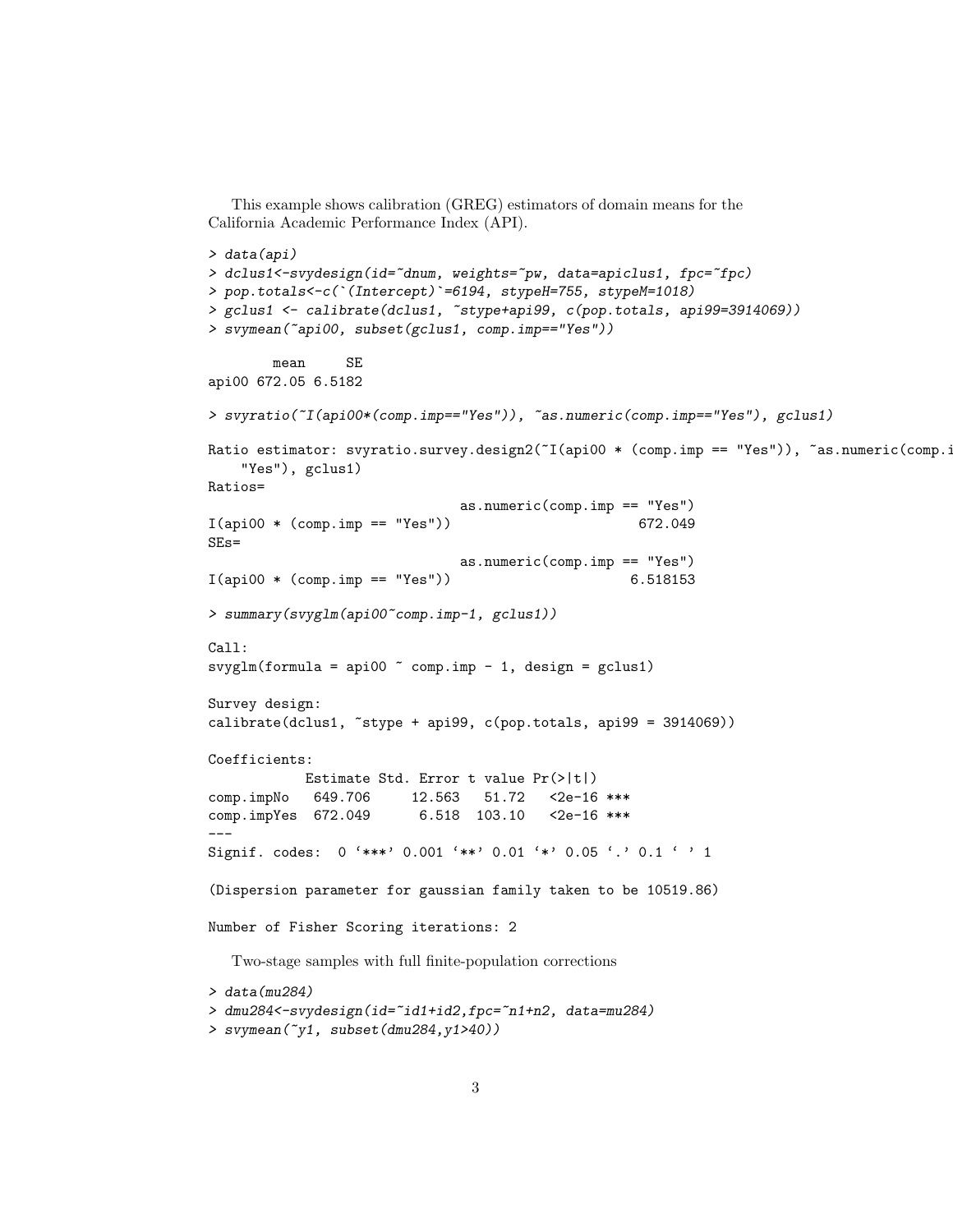This example shows calibration (GREG) estimators of domain means for the California Academic Performance Index (API).

```
> data(api)
> dclus1<-svydesign(id=~dnum, weights=~pw, data=apiclus1, fpc=~fpc)
> pop.totals<-c(`(Intercept)`=6194, stypeH=755, stypeM=1018)
> gclus1 <- calibrate(dclus1, ~stype+api99, c(pop.totals, api99=3914069))
> svymean(~api00, subset(gclus1, comp.imp=="Yes"))

        mean     SE
api00 672.05 6.5182

> svyratio(~I(api00*(comp.imp=="Yes")), ~as.numeric(comp.imp=="Yes"), gclus1)

Ratio estimator: svyratio.survey.design2(~I(api00 * (comp.imp == "Yes")), ~as.numeric(comp.i
    "Yes"), gclus1)
Ratios=
                               as.numeric(comp.imp == "Yes")
I(api00 * (comp.imp == "Yes"))                       672.049
SEs=
                               as.numeric(comp.imp == "Yes")
I(api00 * (comp.imp == "Yes"))                      6.518153

> summary(svyglm(api00~comp.imp-1, gclus1))

Call:
svyglm(formula = api00 ~ comp.imp - 1, design = gclus1)

Survey design:
calibrate(dclus1, ~stype + api99, c(pop.totals, api99 = 3914069))

Coefficients:
            Estimate Std. Error t value Pr(>|t|)
comp.impNo   649.706     12.563   51.72   <2e-16 ***
comp.impYes  672.049      6.518  103.10   <2e-16 ***
---
Signif. codes:  0 '***' 0.001 '**' 0.01 '*' 0.05 '.' 0.1 ' ' 1

(Dispersion parameter for gaussian family taken to be 10519.86)

Number of Fisher Scoring iterations: 2
```

Two-stage samples with full finite-population corrections

```
> data(mu284)
> dmu284<-svydesign(id=~id1+id2,fpc=~n1+n2, data=mu284)
> svymean(~y1, subset(dmu284,y1>40))
```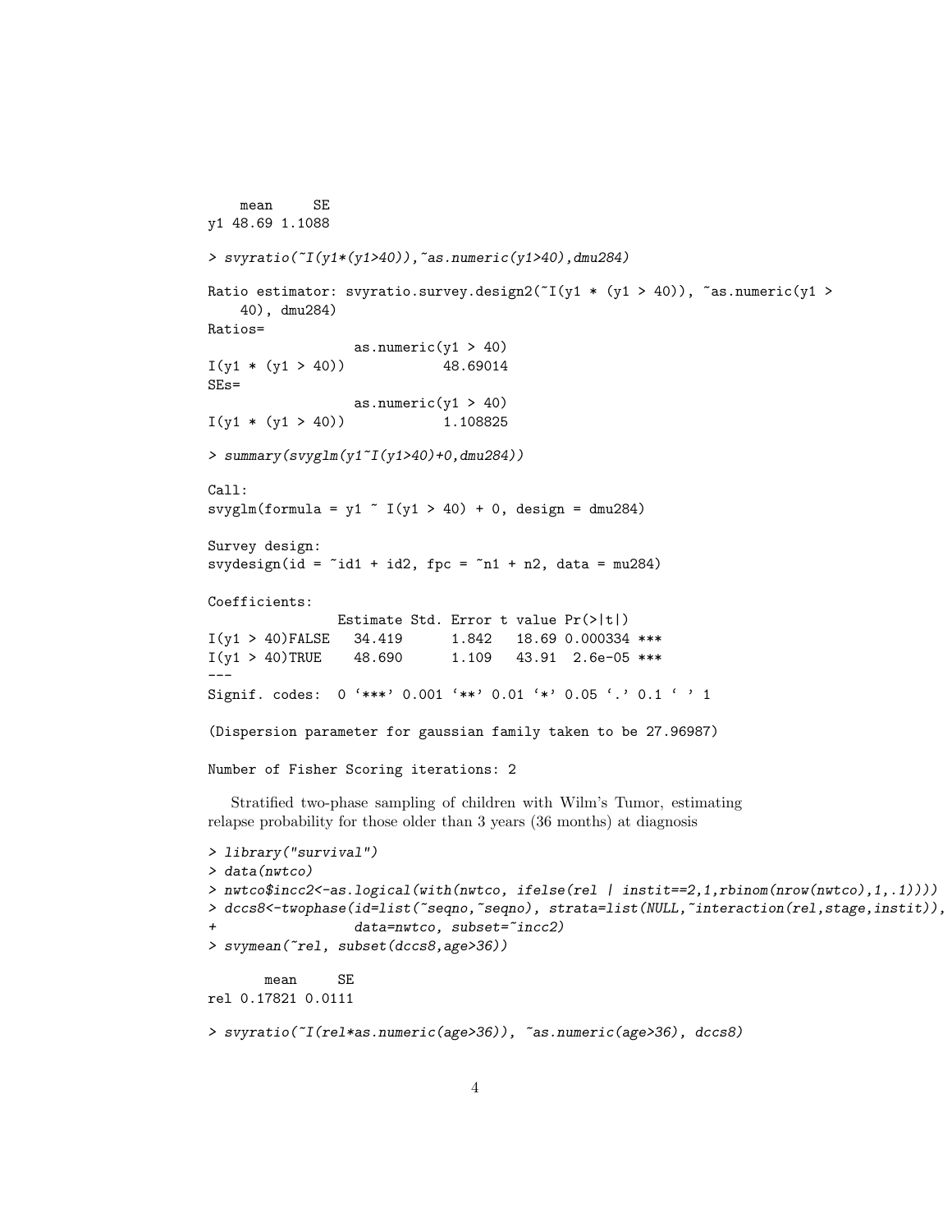```
    mean     SE
y1 48.69 1.1088

> svyratio(~I(y1*(y1>40)),~as.numeric(y1>40),dmu284)

Ratio estimator: svyratio.survey.design2(~I(y1 * (y1 > 40)), ~as.numeric(y1 >
    40), dmu284)
Ratios=
                 as.numeric(y1 > 40)
I(y1 * (y1 > 40))            48.69014
SEs=
                 as.numeric(y1 > 40)
I(y1 * (y1 > 40))            1.108825

> summary(svyglm(y1~I(y1>40)+0,dmu284))

Call:
svyglm(formula = y1 ~ I(y1 > 40) + 0, design = dmu284)

Survey design:
svydesign(id = ~id1 + id2, fpc = ~n1 + n2, data = mu284)

Coefficients:
                Estimate Std. Error t value Pr(>|t|)
I(y1 > 40)FALSE   34.419      1.842   18.69 0.000334 ***
I(y1 > 40)TRUE    48.690      1.109   43.91  2.6e-05 ***
---
Signif. codes:  0 '***' 0.001 '**' 0.01 '*' 0.05 '.' 0.1 ' ' 1

(Dispersion parameter for gaussian family taken to be 27.96987)

Number of Fisher Scoring iterations: 2
```

Stratified two-phase sampling of children with Wilm's Tumor, estimating relapse probability for those older than 3 years (36 months) at diagnosis

```
> library("survival")
> data(nwtco)
> nwtco$incc2<-as.logical(with(nwtco, ifelse(rel | instit==2,1,rbinom(nrow(nwtco),1,.1))))
> dccs8<-twophase(id=list(~seqno,~seqno), strata=list(NULL,~interaction(rel,stage,instit)),
+                 data=nwtco, subset=~incc2)
> svymean(~rel, subset(dccs8,age>36))

       mean     SE
rel 0.17821 0.0111

> svyratio(~I(rel*as.numeric(age>36)), ~as.numeric(age>36), dccs8)
```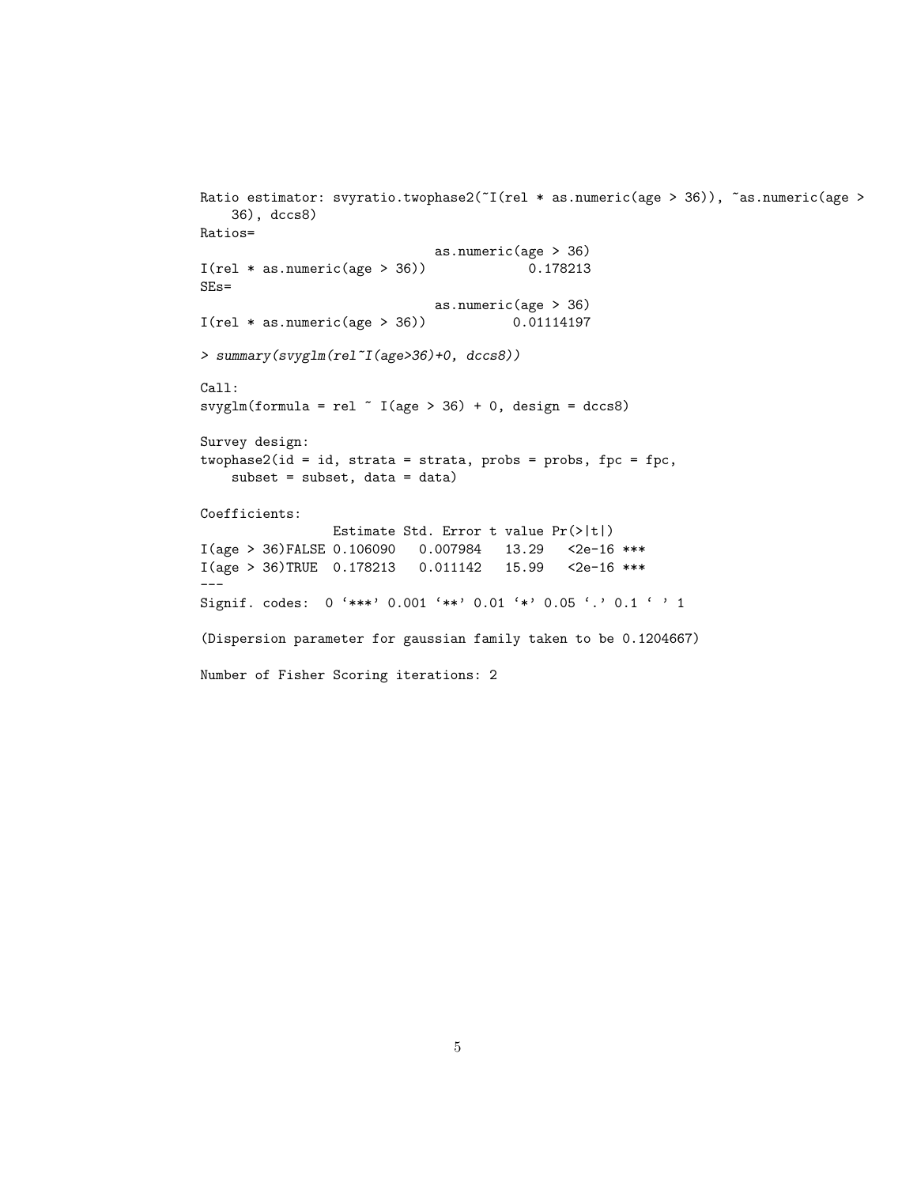```
Ratio estimator: svyratio.twophase2(~I(rel * as.numeric(age > 36)), ~as.numeric(age >
    36), dccs8)
Ratios=
                              as.numeric(age > 36)
I(rel * as.numeric(age > 36))             0.178213
SEs=
                              as.numeric(age > 36)
I(rel * as.numeric(age > 36))           0.01114197

> summary(svyglm(rel~I(age>36)+0, dccs8))

Call:
svyglm(formula = rel ~ I(age > 36) + 0, design = dccs8)

Survey design:
twophase2(id = id, strata = strata, probs = probs, fpc = fpc,
    subset = subset, data = data)

Coefficients:
                 Estimate Std. Error t value Pr(>|t|)
I(age > 36)FALSE 0.106090   0.007984   13.29   <2e-16 ***
I(age > 36)TRUE  0.178213   0.011142   15.99   <2e-16 ***
---
Signif. codes:  0 '***' 0.001 '**' 0.01 '*' 0.05 '.' 0.1 ' ' 1

(Dispersion parameter for gaussian family taken to be 0.1204667)

Number of Fisher Scoring iterations: 2
```